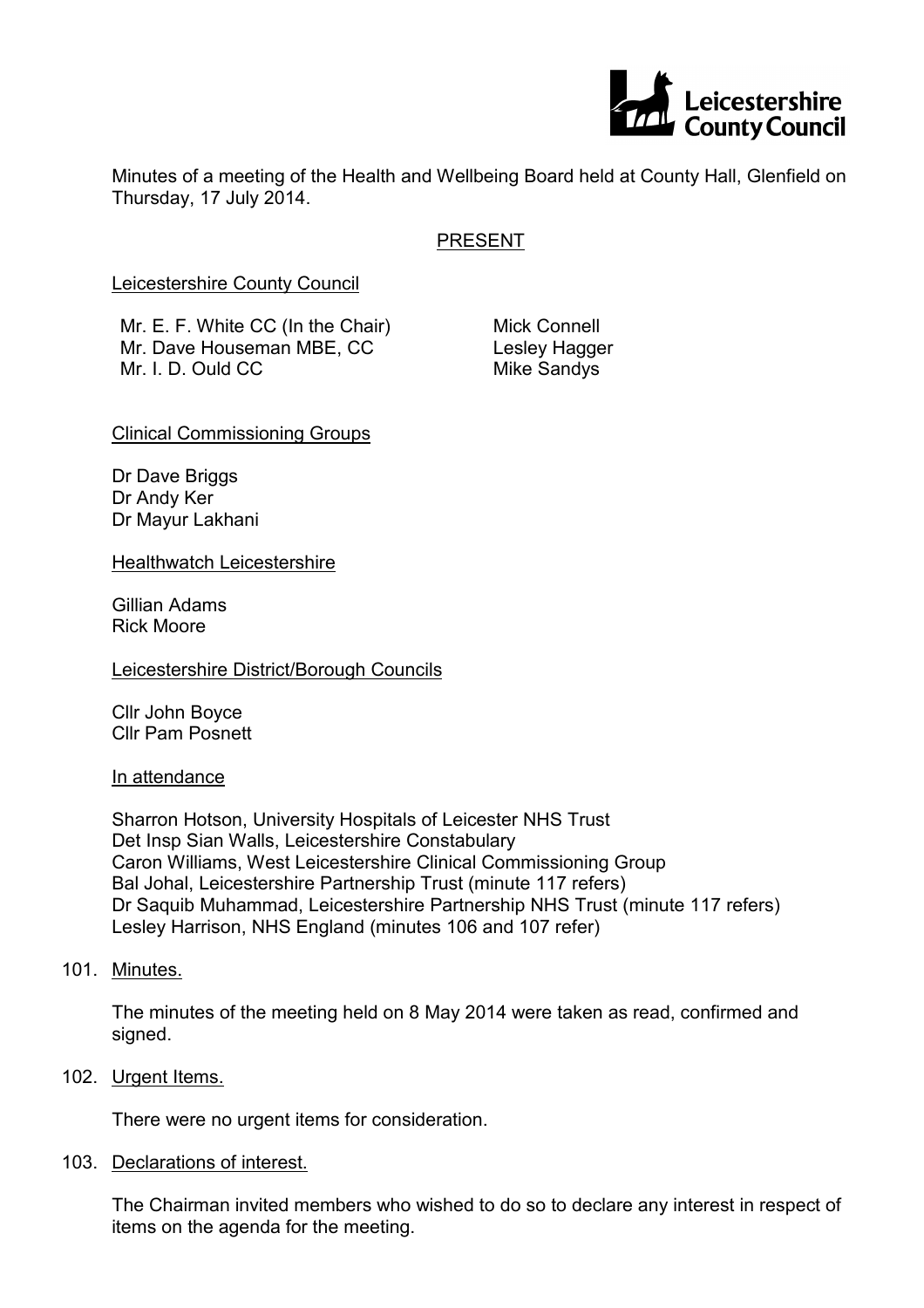Minutes of a meeting of the Health and Wellbeing Board held at County Hall, Glenfield on Thursday, 17 July 2014.

## PRESENT

Leicestershire County Council

| | |
|---|---|
| Mr. E. F. White CC (In the Chair) | Mick Connell |
| Mr. Dave Houseman MBE, CC | Lesley Hagger |
| Mr. I. D. Ould CC | Mike Sandys |

Clinical Commissioning Groups

Dr Dave Briggs
Dr Andy Ker
Dr Mayur Lakhani

Healthwatch Leicestershire

Gillian Adams
Rick Moore

Leicestershire District/Borough Councils

Cllr John Boyce
Cllr Pam Posnett

In attendance

Sharron Hotson, University Hospitals of Leicester NHS Trust
Det Insp Sian Walls, Leicestershire Constabulary
Caron Williams, West Leicestershire Clinical Commissioning Group
Bal Johal, Leicestershire Partnership Trust (minute 117 refers)
Dr Saquib Muhammad, Leicestershire Partnership NHS Trust (minute 117 refers)
Lesley Harrison, NHS England (minutes 106 and 107 refer)

101. Minutes.

The minutes of the meeting held on 8 May 2014 were taken as read, confirmed and signed.

102. Urgent Items.

There were no urgent items for consideration.

103. Declarations of interest.

The Chairman invited members who wished to do so to declare any interest in respect of items on the agenda for the meeting.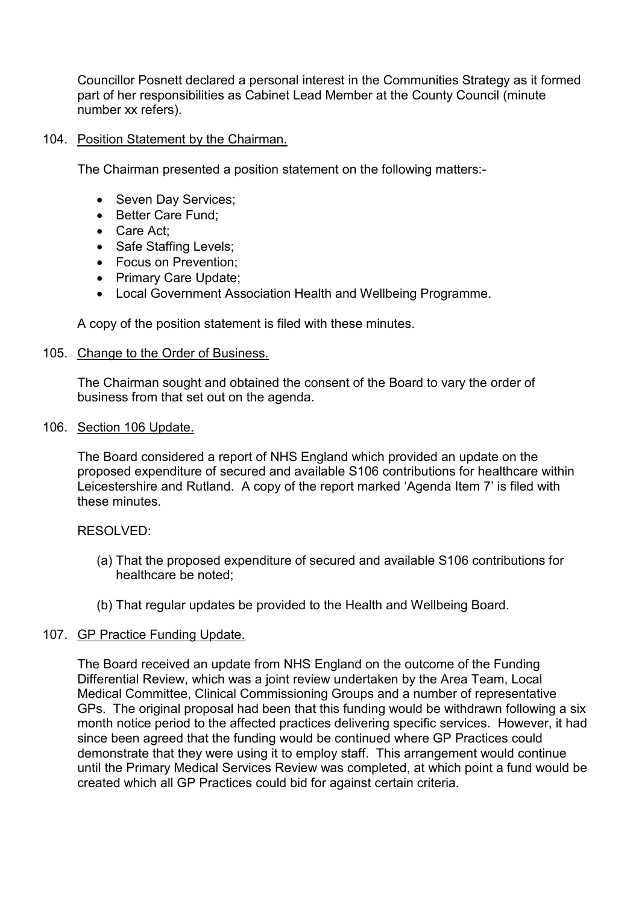Councillor Posnett declared a personal interest in the Communities Strategy as it formed part of her responsibilities as Cabinet Lead Member at the County Council (minute number xx refers).

104. Position Statement by the Chairman.

The Chairman presented a position statement on the following matters:-

- Seven Day Services;
- Better Care Fund;
- Care Act;
- Safe Staffing Levels;
- Focus on Prevention;
- Primary Care Update;
- Local Government Association Health and Wellbeing Programme.

A copy of the position statement is filed with these minutes.

105. Change to the Order of Business.

The Chairman sought and obtained the consent of the Board to vary the order of business from that set out on the agenda.

106. Section 106 Update.

The Board considered a report of NHS England which provided an update on the proposed expenditure of secured and available S106 contributions for healthcare within Leicestershire and Rutland. A copy of the report marked 'Agenda Item 7' is filed with these minutes.

RESOLVED:

(a) That the proposed expenditure of secured and available S106 contributions for healthcare be noted;

(b) That regular updates be provided to the Health and Wellbeing Board.

107. GP Practice Funding Update.

The Board received an update from NHS England on the outcome of the Funding Differential Review, which was a joint review undertaken by the Area Team, Local Medical Committee, Clinical Commissioning Groups and a number of representative GPs. The original proposal had been that this funding would be withdrawn following a six month notice period to the affected practices delivering specific services. However, it had since been agreed that the funding would be continued where GP Practices could demonstrate that they were using it to employ staff. This arrangement would continue until the Primary Medical Services Review was completed, at which point a fund would be created which all GP Practices could bid for against certain criteria.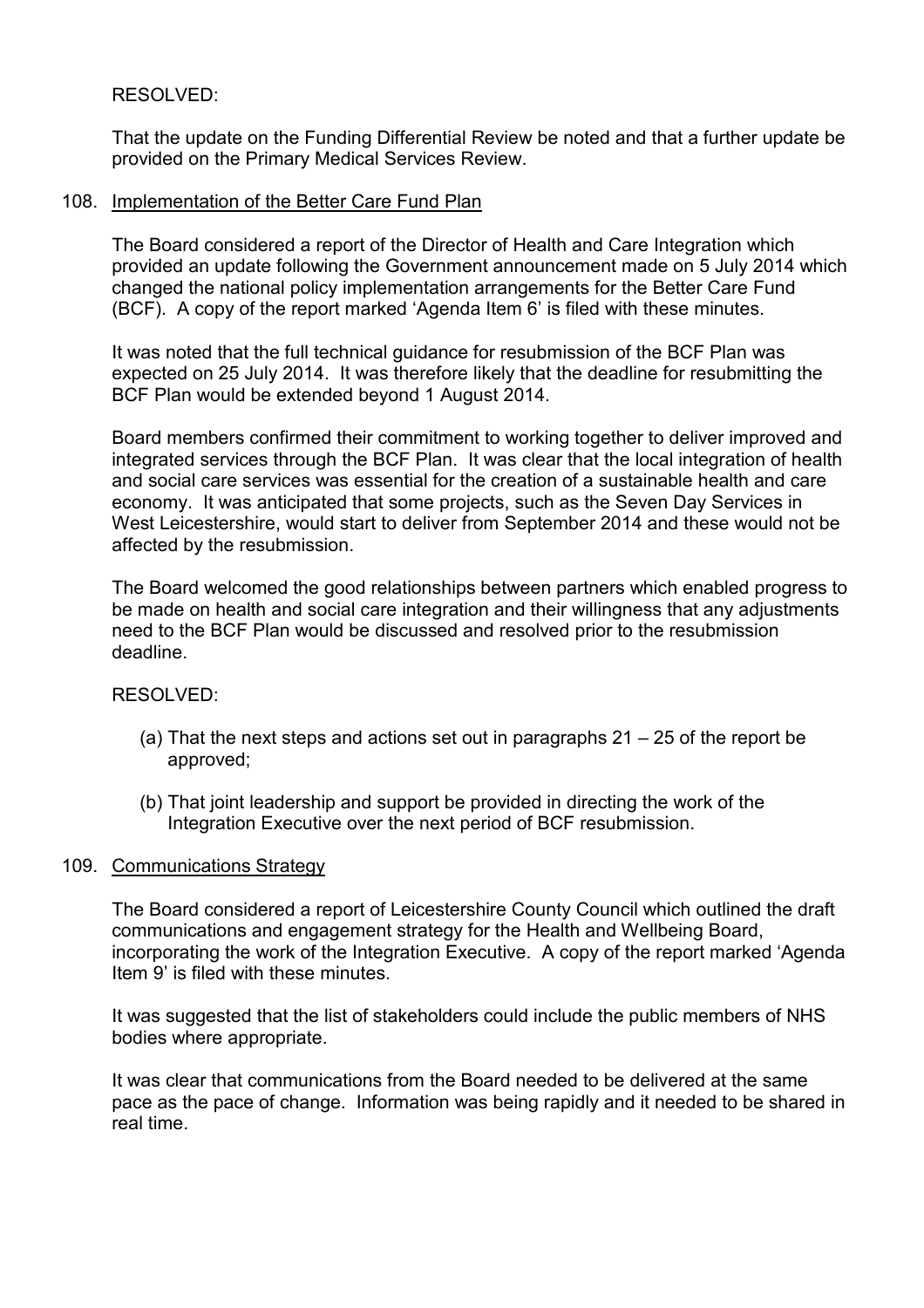RESOLVED:

That the update on the Funding Differential Review be noted and that a further update be provided on the Primary Medical Services Review.

108. Implementation of the Better Care Fund Plan

The Board considered a report of the Director of Health and Care Integration which provided an update following the Government announcement made on 5 July 2014 which changed the national policy implementation arrangements for the Better Care Fund (BCF). A copy of the report marked 'Agenda Item 6' is filed with these minutes.

It was noted that the full technical guidance for resubmission of the BCF Plan was expected on 25 July 2014. It was therefore likely that the deadline for resubmitting the BCF Plan would be extended beyond 1 August 2014.

Board members confirmed their commitment to working together to deliver improved and integrated services through the BCF Plan. It was clear that the local integration of health and social care services was essential for the creation of a sustainable health and care economy. It was anticipated that some projects, such as the Seven Day Services in West Leicestershire, would start to deliver from September 2014 and these would not be affected by the resubmission.

The Board welcomed the good relationships between partners which enabled progress to be made on health and social care integration and their willingness that any adjustments need to the BCF Plan would be discussed and resolved prior to the resubmission deadline.

RESOLVED:

(a) That the next steps and actions set out in paragraphs 21 – 25 of the report be approved;

(b) That joint leadership and support be provided in directing the work of the Integration Executive over the next period of BCF resubmission.

109. Communications Strategy

The Board considered a report of Leicestershire County Council which outlined the draft communications and engagement strategy for the Health and Wellbeing Board, incorporating the work of the Integration Executive. A copy of the report marked 'Agenda Item 9' is filed with these minutes.

It was suggested that the list of stakeholders could include the public members of NHS bodies where appropriate.

It was clear that communications from the Board needed to be delivered at the same pace as the pace of change. Information was being rapidly and it needed to be shared in real time.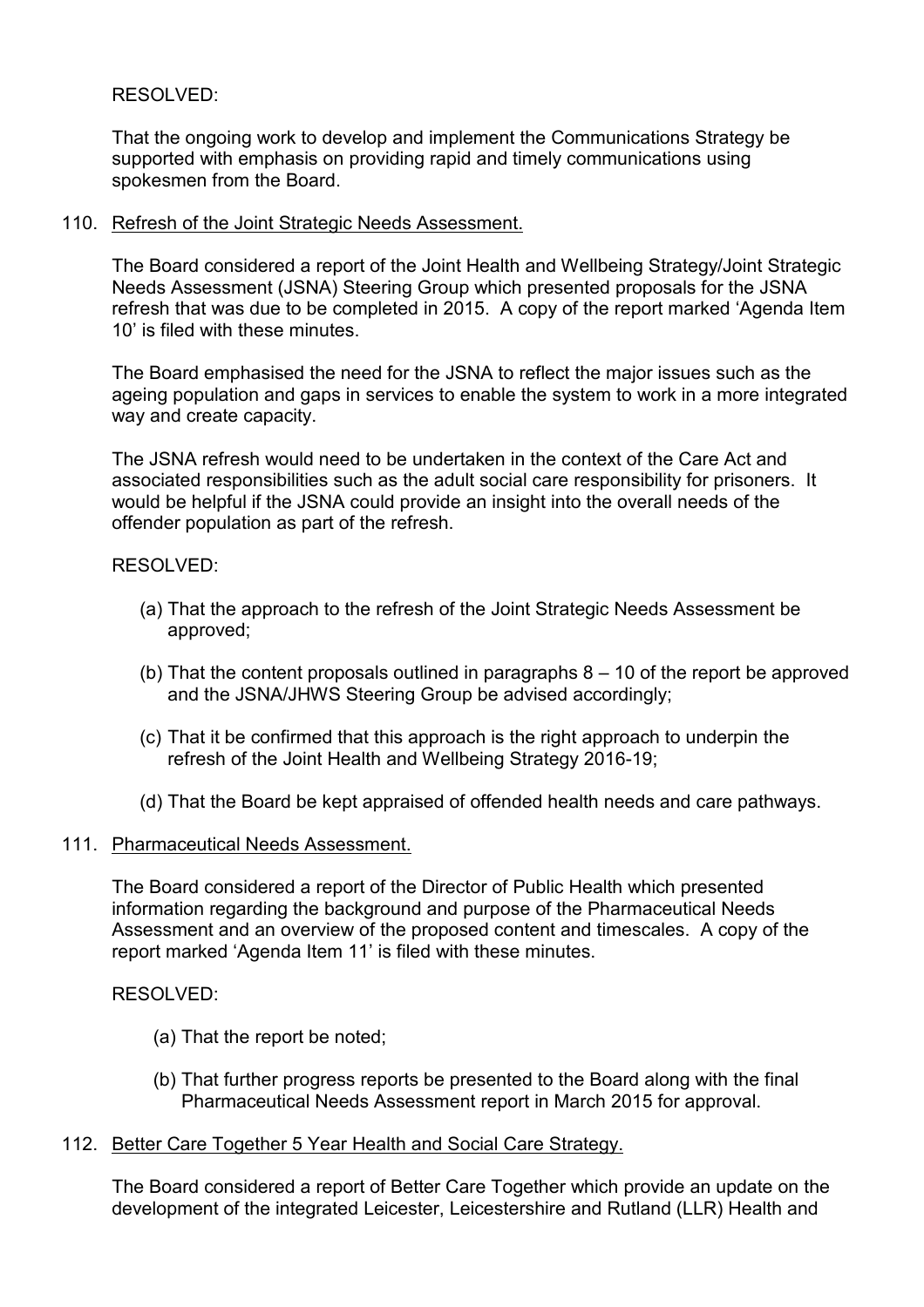RESOLVED:

That the ongoing work to develop and implement the Communications Strategy be supported with emphasis on providing rapid and timely communications using spokesmen from the Board.

110. Refresh of the Joint Strategic Needs Assessment.

The Board considered a report of the Joint Health and Wellbeing Strategy/Joint Strategic Needs Assessment (JSNA) Steering Group which presented proposals for the JSNA refresh that was due to be completed in 2015. A copy of the report marked 'Agenda Item 10' is filed with these minutes.

The Board emphasised the need for the JSNA to reflect the major issues such as the ageing population and gaps in services to enable the system to work in a more integrated way and create capacity.

The JSNA refresh would need to be undertaken in the context of the Care Act and associated responsibilities such as the adult social care responsibility for prisoners. It would be helpful if the JSNA could provide an insight into the overall needs of the offender population as part of the refresh.

RESOLVED:

(a) That the approach to the refresh of the Joint Strategic Needs Assessment be approved;

(b) That the content proposals outlined in paragraphs 8 – 10 of the report be approved and the JSNA/JHWS Steering Group be advised accordingly;

(c) That it be confirmed that this approach is the right approach to underpin the refresh of the Joint Health and Wellbeing Strategy 2016-19;

(d) That the Board be kept appraised of offended health needs and care pathways.

111. Pharmaceutical Needs Assessment.

The Board considered a report of the Director of Public Health which presented information regarding the background and purpose of the Pharmaceutical Needs Assessment and an overview of the proposed content and timescales. A copy of the report marked 'Agenda Item 11' is filed with these minutes.

RESOLVED:

(a) That the report be noted;

(b) That further progress reports be presented to the Board along with the final Pharmaceutical Needs Assessment report in March 2015 for approval.

112. Better Care Together 5 Year Health and Social Care Strategy.

The Board considered a report of Better Care Together which provide an update on the development of the integrated Leicester, Leicestershire and Rutland (LLR) Health and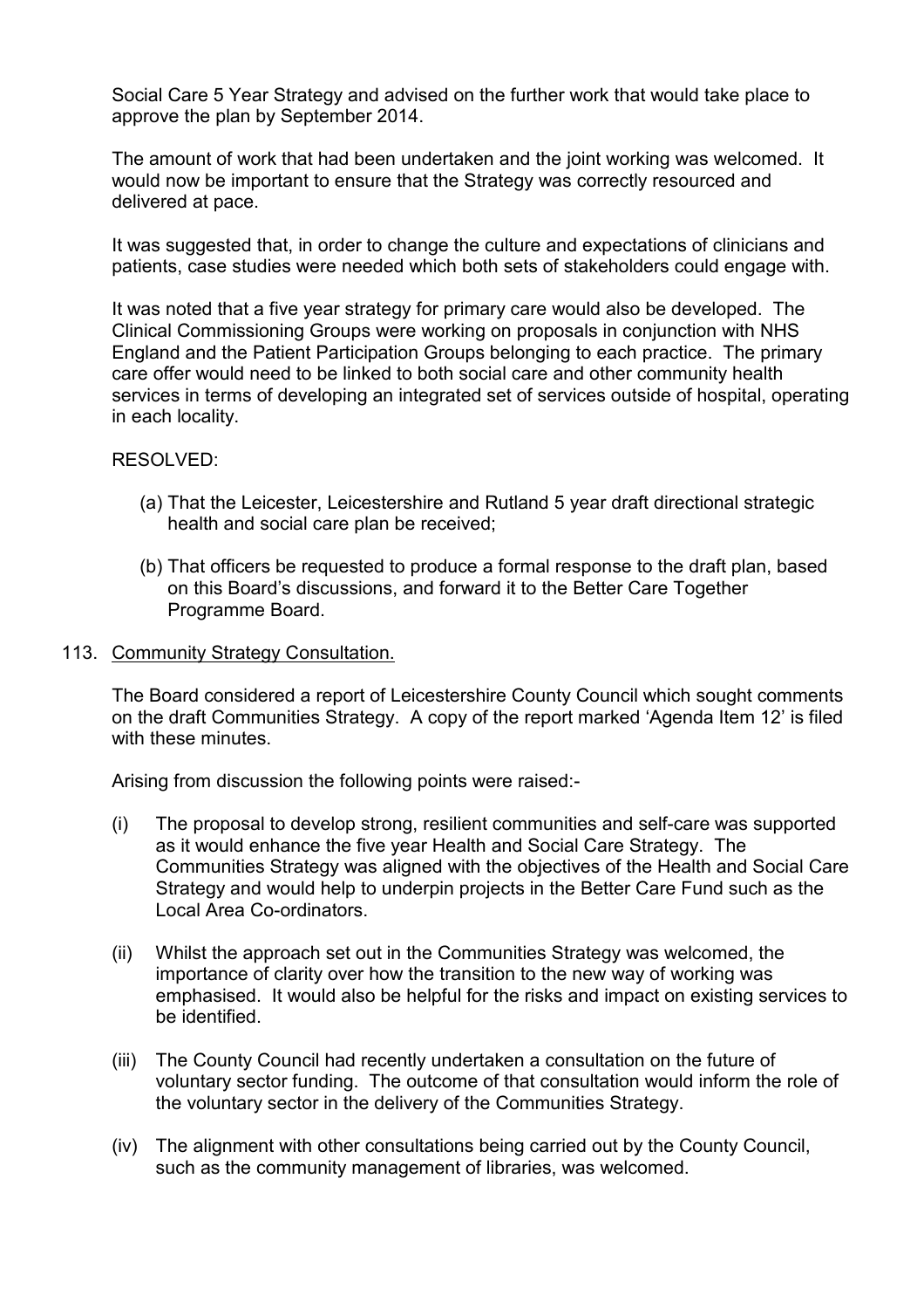Social Care 5 Year Strategy and advised on the further work that would take place to approve the plan by September 2014.

The amount of work that had been undertaken and the joint working was welcomed. It would now be important to ensure that the Strategy was correctly resourced and delivered at pace.

It was suggested that, in order to change the culture and expectations of clinicians and patients, case studies were needed which both sets of stakeholders could engage with.

It was noted that a five year strategy for primary care would also be developed. The Clinical Commissioning Groups were working on proposals in conjunction with NHS England and the Patient Participation Groups belonging to each practice. The primary care offer would need to be linked to both social care and other community health services in terms of developing an integrated set of services outside of hospital, operating in each locality.

RESOLVED:

(a) That the Leicester, Leicestershire and Rutland 5 year draft directional strategic health and social care plan be received;

(b) That officers be requested to produce a formal response to the draft plan, based on this Board's discussions, and forward it to the Better Care Together Programme Board.

113. Community Strategy Consultation.

The Board considered a report of Leicestershire County Council which sought comments on the draft Communities Strategy. A copy of the report marked 'Agenda Item 12' is filed with these minutes.

Arising from discussion the following points were raised:-

(i) The proposal to develop strong, resilient communities and self-care was supported as it would enhance the five year Health and Social Care Strategy. The Communities Strategy was aligned with the objectives of the Health and Social Care Strategy and would help to underpin projects in the Better Care Fund such as the Local Area Co-ordinators.

(ii) Whilst the approach set out in the Communities Strategy was welcomed, the importance of clarity over how the transition to the new way of working was emphasised. It would also be helpful for the risks and impact on existing services to be identified.

(iii) The County Council had recently undertaken a consultation on the future of voluntary sector funding. The outcome of that consultation would inform the role of the voluntary sector in the delivery of the Communities Strategy.

(iv) The alignment with other consultations being carried out by the County Council, such as the community management of libraries, was welcomed.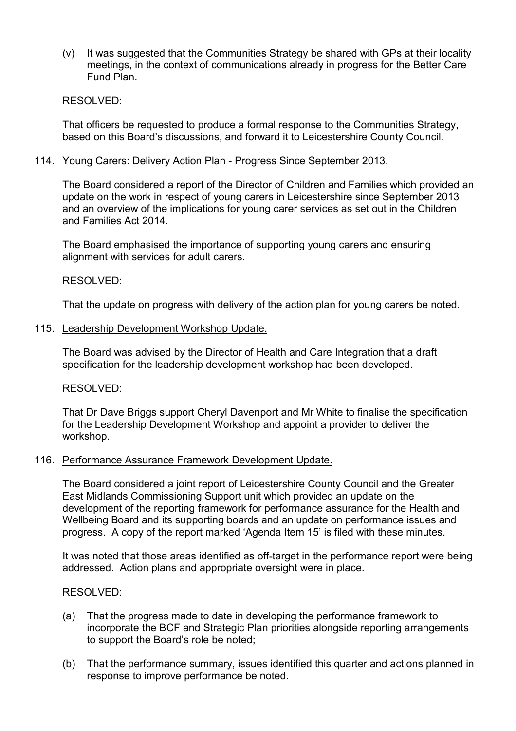(v) It was suggested that the Communities Strategy be shared with GPs at their locality meetings, in the context of communications already in progress for the Better Care Fund Plan.

RESOLVED:

That officers be requested to produce a formal response to the Communities Strategy, based on this Board's discussions, and forward it to Leicestershire County Council.

114. Young Carers: Delivery Action Plan - Progress Since September 2013.

The Board considered a report of the Director of Children and Families which provided an update on the work in respect of young carers in Leicestershire since September 2013 and an overview of the implications for young carer services as set out in the Children and Families Act 2014.

The Board emphasised the importance of supporting young carers and ensuring alignment with services for adult carers.

RESOLVED:

That the update on progress with delivery of the action plan for young carers be noted.

115. Leadership Development Workshop Update.

The Board was advised by the Director of Health and Care Integration that a draft specification for the leadership development workshop had been developed.

RESOLVED:

That Dr Dave Briggs support Cheryl Davenport and Mr White to finalise the specification for the Leadership Development Workshop and appoint a provider to deliver the workshop.

116. Performance Assurance Framework Development Update.

The Board considered a joint report of Leicestershire County Council and the Greater East Midlands Commissioning Support unit which provided an update on the development of the reporting framework for performance assurance for the Health and Wellbeing Board and its supporting boards and an update on performance issues and progress. A copy of the report marked 'Agenda Item 15' is filed with these minutes.

It was noted that those areas identified as off-target in the performance report were being addressed. Action plans and appropriate oversight were in place.

RESOLVED:

(a) That the progress made to date in developing the performance framework to incorporate the BCF and Strategic Plan priorities alongside reporting arrangements to support the Board's role be noted;

(b) That the performance summary, issues identified this quarter and actions planned in response to improve performance be noted.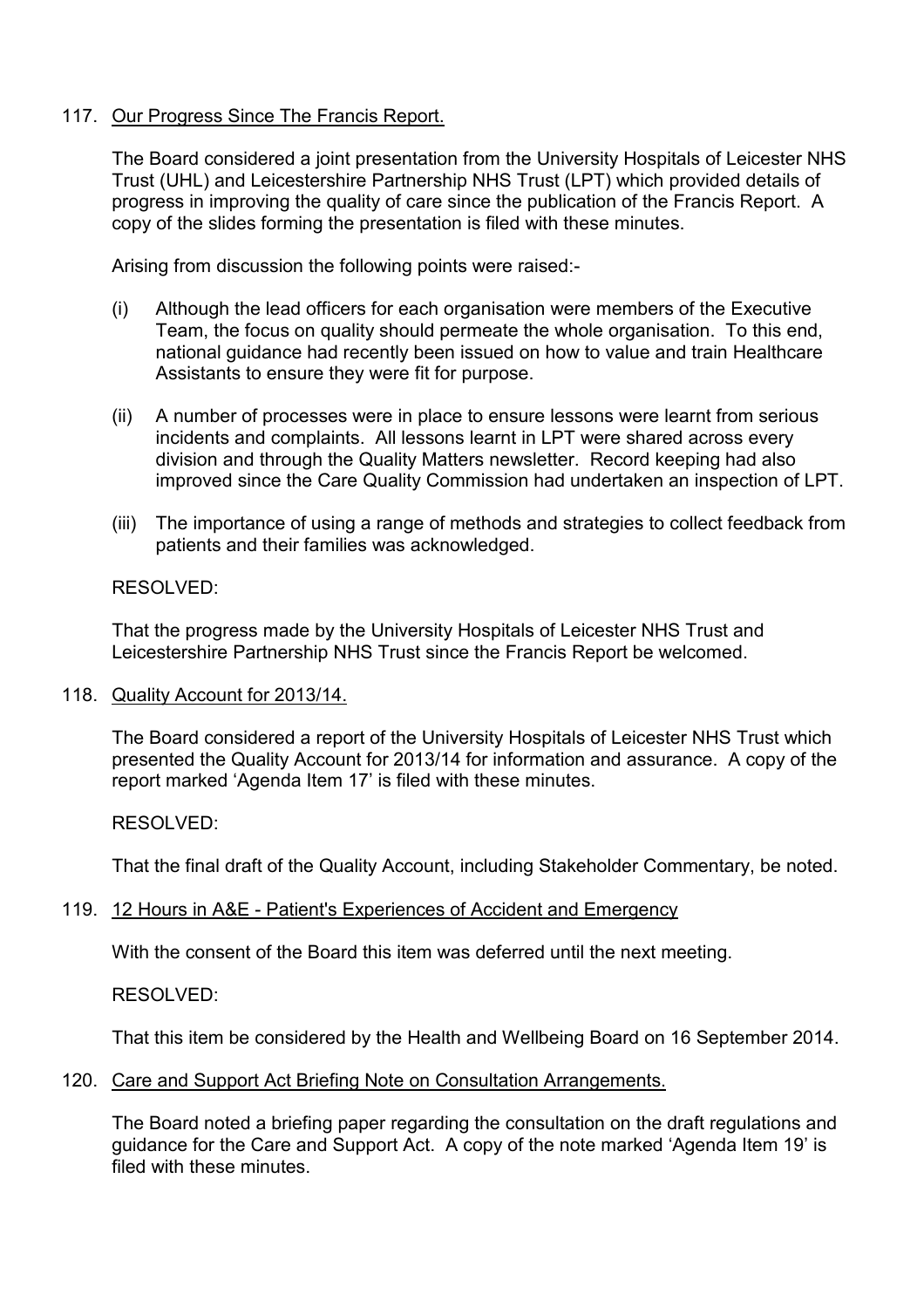117. <u>Our Progress Since The Francis Report.</u>

The Board considered a joint presentation from the University Hospitals of Leicester NHS Trust (UHL) and Leicestershire Partnership NHS Trust (LPT) which provided details of progress in improving the quality of care since the publication of the Francis Report. A copy of the slides forming the presentation is filed with these minutes.

Arising from discussion the following points were raised:-

(i) Although the lead officers for each organisation were members of the Executive Team, the focus on quality should permeate the whole organisation. To this end, national guidance had recently been issued on how to value and train Healthcare Assistants to ensure they were fit for purpose.

(ii) A number of processes were in place to ensure lessons were learnt from serious incidents and complaints. All lessons learnt in LPT were shared across every division and through the Quality Matters newsletter. Record keeping had also improved since the Care Quality Commission had undertaken an inspection of LPT.

(iii) The importance of using a range of methods and strategies to collect feedback from patients and their families was acknowledged.

RESOLVED:

That the progress made by the University Hospitals of Leicester NHS Trust and Leicestershire Partnership NHS Trust since the Francis Report be welcomed.

118. <u>Quality Account for 2013/14.</u>

The Board considered a report of the University Hospitals of Leicester NHS Trust which presented the Quality Account for 2013/14 for information and assurance. A copy of the report marked 'Agenda Item 17' is filed with these minutes.

RESOLVED:

That the final draft of the Quality Account, including Stakeholder Commentary, be noted.

119. <u>12 Hours in A&E - Patient's Experiences of Accident and Emergency</u>

With the consent of the Board this item was deferred until the next meeting.

RESOLVED:

That this item be considered by the Health and Wellbeing Board on 16 September 2014.

120. <u>Care and Support Act Briefing Note on Consultation Arrangements.</u>

The Board noted a briefing paper regarding the consultation on the draft regulations and guidance for the Care and Support Act. A copy of the note marked 'Agenda Item 19' is filed with these minutes.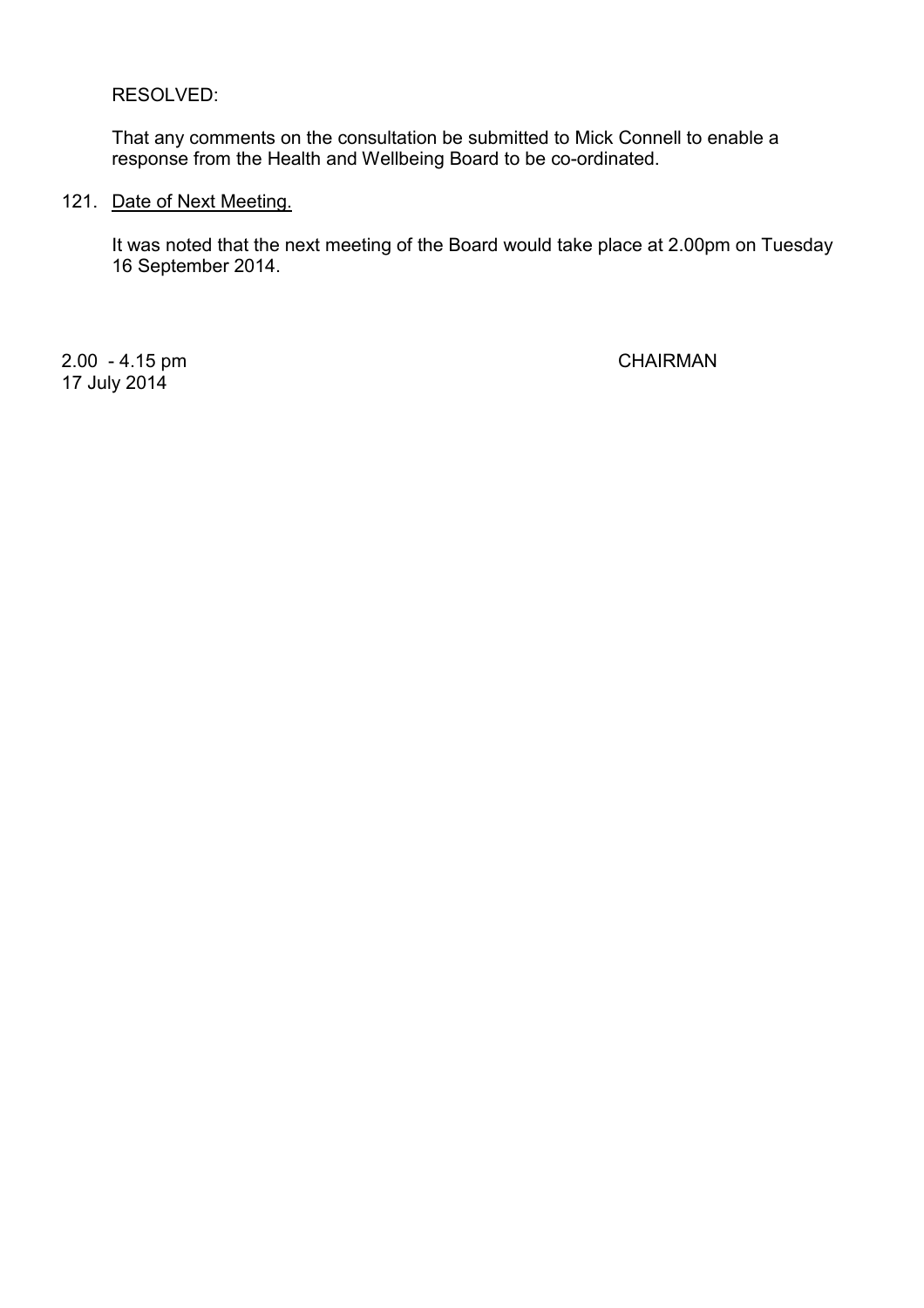RESOLVED:

That any comments on the consultation be submitted to Mick Connell to enable a response from the Health and Wellbeing Board to be co-ordinated.

121. Date of Next Meeting.

It was noted that the next meeting of the Board would take place at 2.00pm on Tuesday 16 September 2014.

2.00 - 4.15 pm
17 July 2014

CHAIRMAN